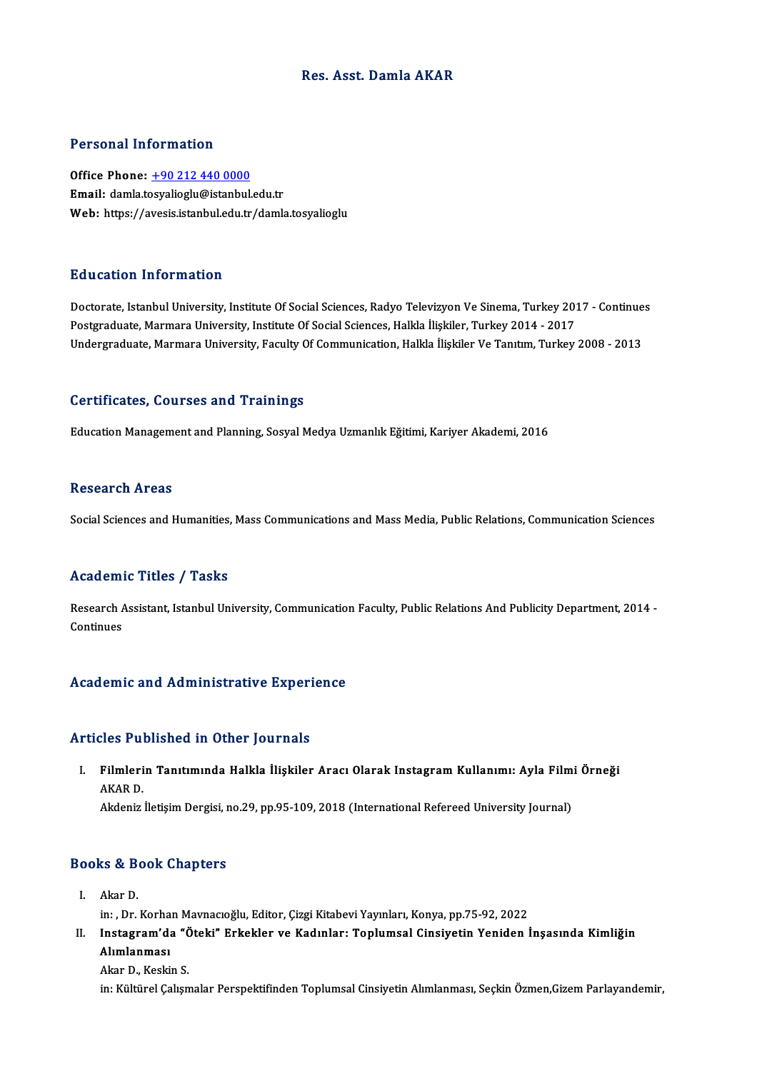# Res. Asst. Damla AKAR

## Personal Information

**Office Phone:** +90 212 440 0000
**Email:** damla.tosyalioglu@istanbul.edu.tr
**Web:** https://avesis.istanbul.edu.tr/damla.tosyalioglu

## Education Information

Doctorate, Istanbul University, Institute Of Social Sciences, Radyo Televizyon Ve Sinema, Turkey 2017 - Continues
Postgraduate, Marmara University, Institute Of Social Sciences, Halkla İlişkiler, Turkey 2014 - 2017
Undergraduate, Marmara University, Faculty Of Communication, Halkla İlişkiler Ve Tanıtım, Turkey 2008 - 2013

## Certificates, Courses and Trainings

Education Management and Planning, Sosyal Medya Uzmanlık Eğitimi, Kariyer Akademi, 2016

## Research Areas

Social Sciences and Humanities, Mass Communications and Mass Media, Public Relations, Communication Sciences

## Academic Titles / Tasks

Research Assistant, Istanbul University, Communication Faculty, Public Relations And Publicity Department, 2014 - Continues

## Academic and Administrative Experience

## Articles Published in Other Journals

I. **Filmlerin Tanıtımında Halkla İlişkiler Aracı Olarak Instagram Kullanımı: Ayla Filmi Örneği**
AKAR D.
Akdeniz İletişim Dergisi, no.29, pp.95-109, 2018 (International Refereed University Journal)

## Books & Book Chapters

I. Akar D.
in: , Dr. Korhan Mavnacıoğlu, Editor, Çizgi Kitabevi Yayınları, Konya, pp.75-92, 2022

II. **Instagram'da "Öteki" Erkekler ve Kadınlar: Toplumsal Cinsiyetin Yeniden İnşasında Kimliğin Alımlanması**
Akar D., Keskin S.
in: Kültürel Çalışmalar Perspektifinden Toplumsal Cinsiyetin Alımlanması, Seçkin Özmen,Gizem Parlayandemir,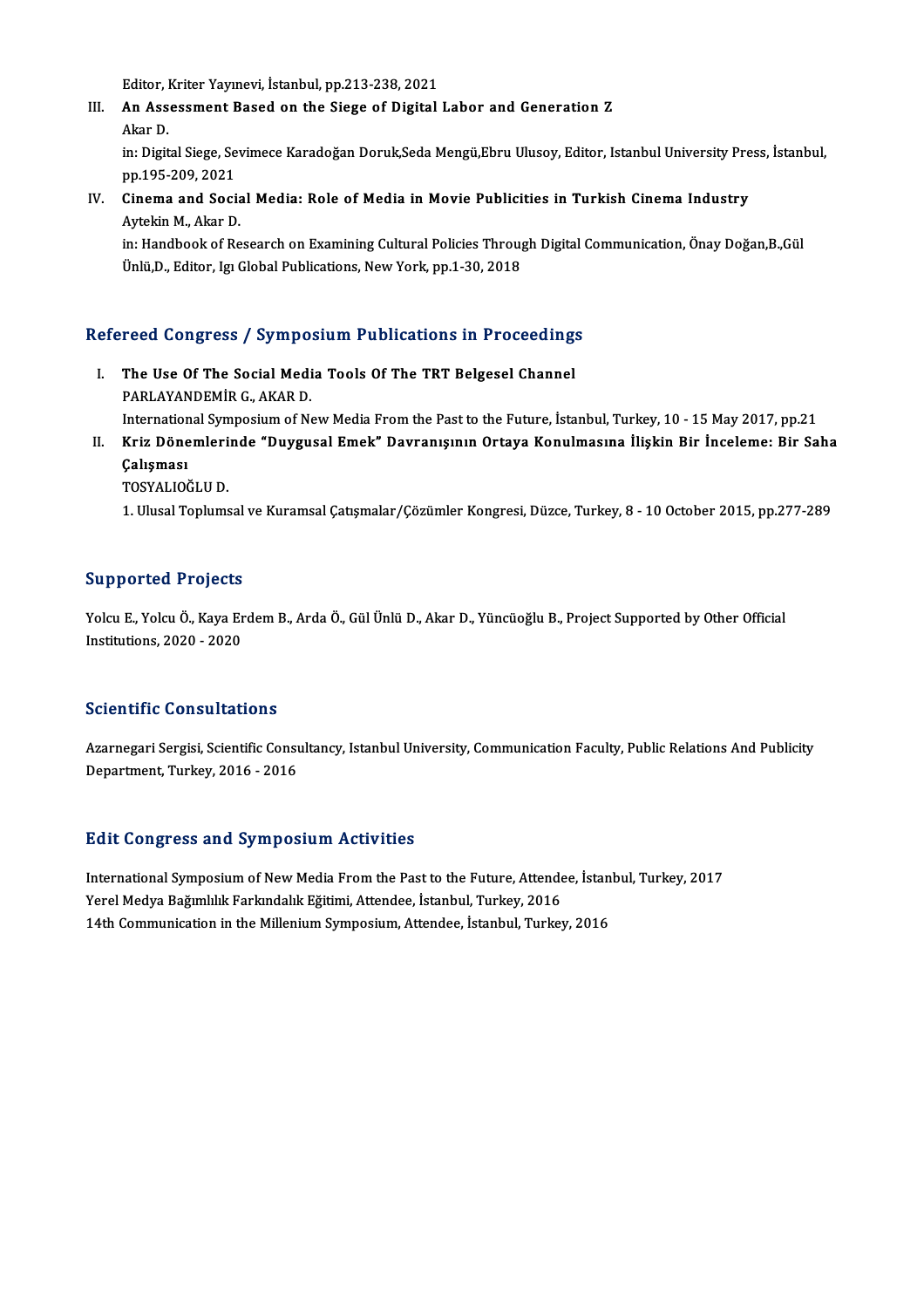Editor, Kriter Yayınevi, İstanbul, pp.213-238, 2021

III. **An Assessment Based on the Siege of Digital Labor and Generation Z**
Akar D.
in: Digital Siege, Sevimece Karadoğan Doruk,Seda Mengü,Ebru Ulusoy, Editor, Istanbul University Press, İstanbul, pp.195-209, 2021

IV. **Cinema and Social Media: Role of Media in Movie Publicities in Turkish Cinema Industry**
Aytekin M., Akar D.
in: Handbook of Research on Examining Cultural Policies Through Digital Communication, Önay Doğan,B.,Gül Ünlü,D., Editor, Igı Global Publications, New York, pp.1-30, 2018

## Refereed Congress / Symposium Publications in Proceedings

I. **The Use Of The Social Media Tools Of The TRT Belgesel Channel**
PARLAYANDEMİR G., AKAR D.
International Symposium of New Media From the Past to the Future, İstanbul, Turkey, 10 - 15 May 2017, pp.21

II. **Kriz Dönemlerinde "Duygusal Emek" Davranışının Ortaya Konulmasına İlişkin Bir İnceleme: Bir Saha Çalışması**
TOSYALIOĞLU D.
1. Ulusal Toplumsal ve Kuramsal Çatışmalar/Çözümler Kongresi, Düzce, Turkey, 8 - 10 October 2015, pp.277-289

## Supported Projects

Yolcu E., Yolcu Ö., Kaya Erdem B., Arda Ö., Gül Ünlü D., Akar D., Yüncüoğlu B., Project Supported by Other Official Institutions, 2020 - 2020

## Scientific Consultations

Azarnegari Sergisi, Scientific Consultancy, Istanbul University, Communication Faculty, Public Relations And Publicity Department, Turkey, 2016 - 2016

## Edit Congress and Symposium Activities

International Symposium of New Media From the Past to the Future, Attendee, İstanbul, Turkey, 2017
Yerel Medya Bağımlılık Farkındalık Eğitimi, Attendee, İstanbul, Turkey, 2016
14th Communication in the Millenium Symposium, Attendee, İstanbul, Turkey, 2016